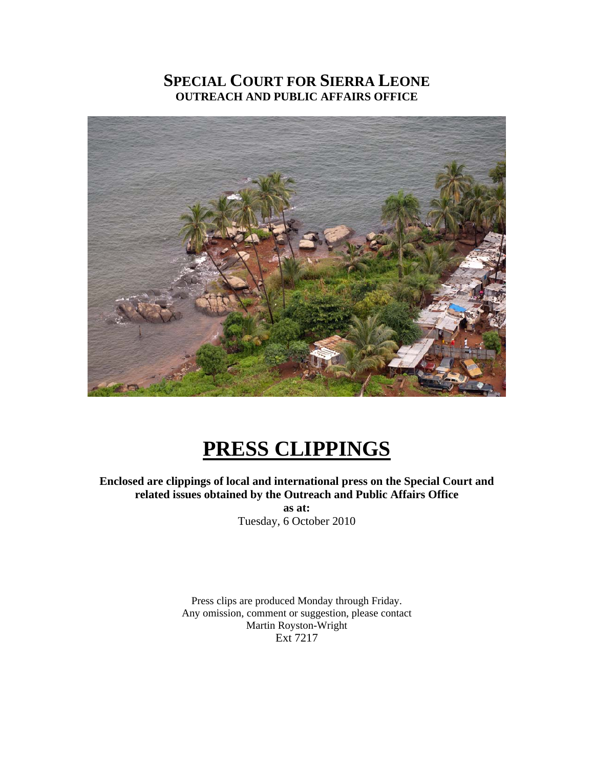# SPECIAL COURT FOR SIERRA LEONE

## OUTREACH AND PUBLIC AFFAIRS OFFICE

# PRESS CLIPPINGS

**Enclosed are clippings of local and international press on the Special Court and related issues obtained by the Outreach and Public Affairs Office**

**as at:**

Tuesday, 6 October 2010

Press clips are produced Monday through Friday.
Any omission, comment or suggestion, please contact
Martin Royston-Wright
Ext 7217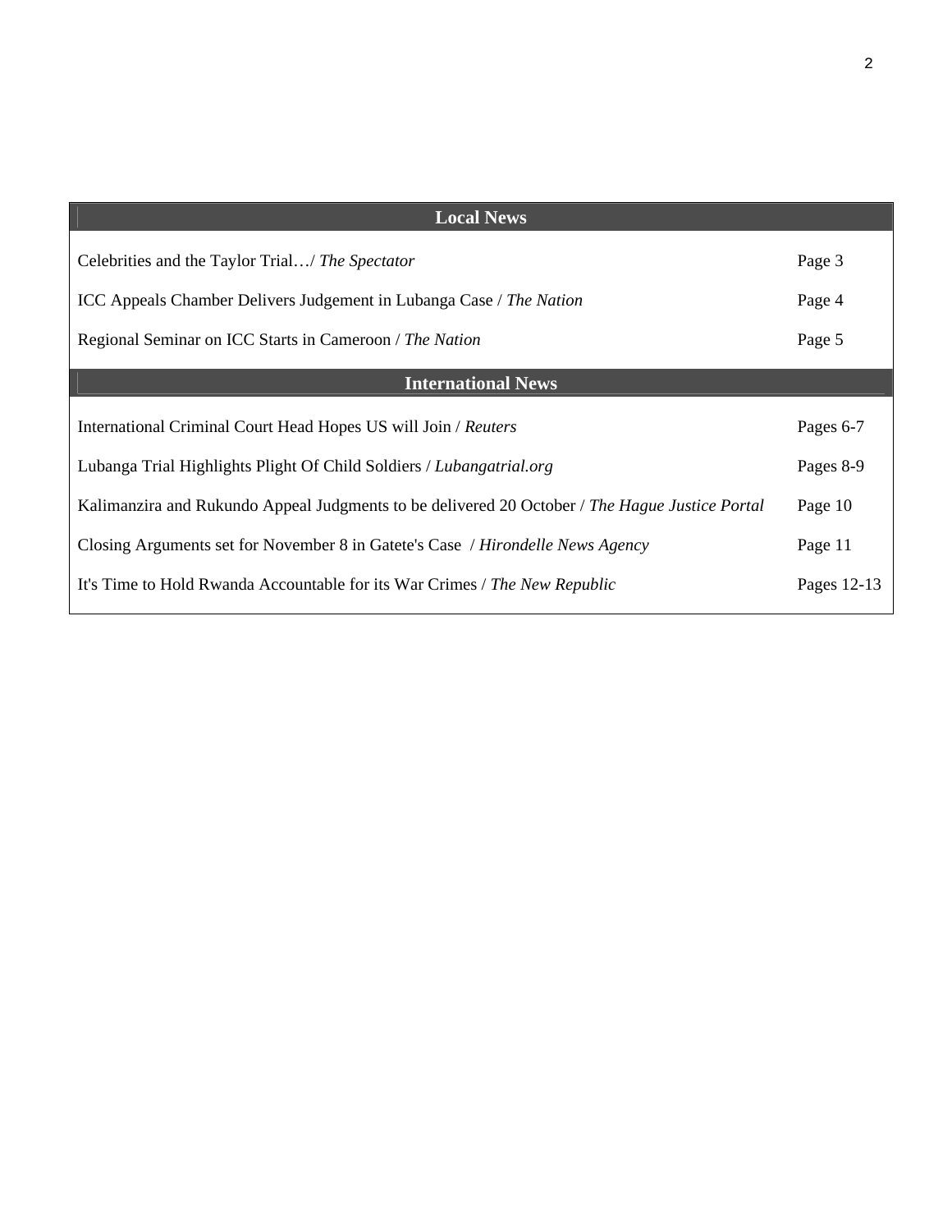| Local News | |
|---|---|
| Celebrities and the Taylor Trial…/ *The Spectator* | Page 3 |
| ICC Appeals Chamber Delivers Judgement in Lubanga Case / *The Nation* | Page 4 |
| Regional Seminar on ICC Starts in Cameroon / *The Nation* | Page 5 |
| **International News** | |
| International Criminal Court Head Hopes US will Join / *Reuters* | Pages 6-7 |
| Lubanga Trial Highlights Plight Of Child Soldiers / *Lubangatrial.org* | Pages 8-9 |
| Kalimanzira and Rukundo Appeal Judgments to be delivered 20 October / *The Hague Justice Portal* | Page 10 |
| Closing Arguments set for November 8 in Gatete's Case / *Hirondelle News Agency* | Page 11 |
| It's Time to Hold Rwanda Accountable for its War Crimes / *The New Republic* | Pages 12-13 |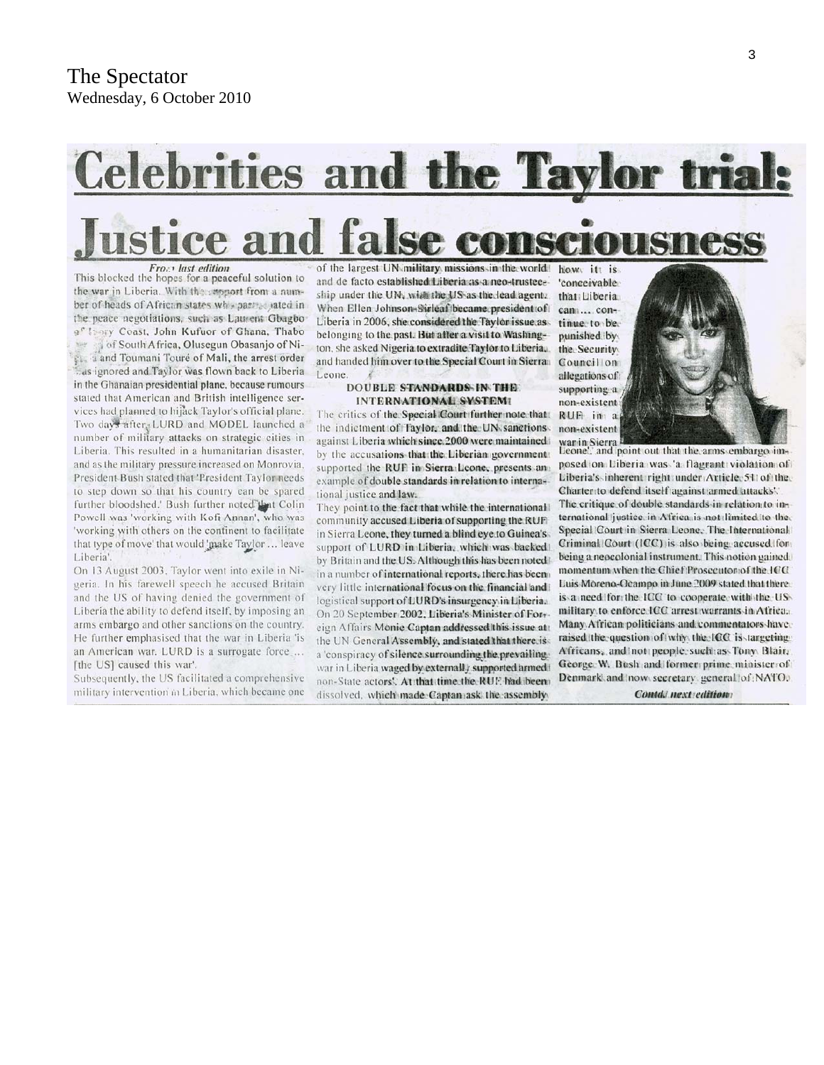The Spectator
Wednesday, 6 October 2010

# Celebrities and the Taylor trial: Justice and false consciousness

*From last edition*

This blocked the hopes for a peaceful solution to the war in Liberia. With the support from a number of heads of African states who participated in the peace negotiations, such as Laurent Gbagbo of Ivory Coast, John Kufuor of Ghana, Thabo Mbeki of South Africa, Olusegun Obasanjo of Nigeria and Toumani Touré of Mali, the arrest order was ignored and Taylor was flown back to Liberia in the Ghanaian presidential plane, because rumours stated that American and British intelligence services had planned to hijack Taylor's official plane. Two days after, LURD and MODEL launched a number of military attacks on strategic cities in Liberia. This resulted in a humanitarian disaster, and as the military pressure increased on Monrovia, President Bush stated that 'President Taylor needs to step down so that his country can be spared further bloodshed.' Bush further noted that Colin Powell was 'working with Kofi Annan', who was 'working with others on the continent to facilitate that type of move' that would 'make Taylor ... leave Liberia'.

On 13 August 2003, Taylor went into exile in Nigeria. In his farewell speech he accused Britain and the US of having denied the government of Liberia the ability to defend itself, by imposing an arms embargo and other sanctions on the country. He further emphasised that the war in Liberia 'is an American war. LURD is a surrogate force ... [the US] caused this war'.

Subsequently, the US facilitated a comprehensive military intervention in Liberia, which became one of the largest UN military missions in the world and de facto established Liberia as a neo-trusteeship under the UN, with the US as the lead agent. When Ellen Johnson-Sirleaf became president of Liberia in 2006, she considered the Taylor issue as belonging to the past. But after a visit to Washington, she asked Nigeria to extradite Taylor to Liberia, and handed him over to the Special Court in Sierra Leone.

### DOUBLE STANDARDS IN THE INTERNATIONAL SYSTEM

The critics of the Special Court further note that the indictment of Taylor, and the UN sanctions against Liberia which since 2000 were maintained by the accusations that the Liberian government supported the RUF in Sierra Leone, presents an example of double standards in relation to international justice and law.

They point to the fact that while the international community accused Liberia of supporting the RUF in Sierra Leone, they turned a blind eye to Guinea's support of LURD in Liberia, which was backed by Britain and the US. Although this has been noted in a number of international reports, there has been very little international focus on the financial and logistical support of LURD's insurgency in Liberia. On 20 September 2002, Liberia's Minister of Foreign Affairs Monie Captan addressed this issue at the UN General Assembly, and stated that there is a 'conspiracy of silence surrounding the prevailing war in Liberia waged by externally supported armed non-State actors'. At that time the RUF had been dissolved, which made Captan ask the assembly how it is 'conceivable that Liberia can ... continue to be punished by the Security Council on allegations of supporting a non-existent RUF in a non-existent war in Sierra Leone', and point out that the arms embargo imposed on Liberia was 'a flagrant violation of Liberia's inherent right under Article 51 of the Charter to defend itself against armed attacks'.

The critique of double standards in relation to international justice in Africa is not limited to the Special Court in Sierra Leone. The International Criminal Court (ICC) is also being accused for being a neocolonial instrument. This notion gained momentum when the Chief Prosecutor of the ICC Luis Moreno-Ocampo in June 2009 stated that there is a need for the ICC to cooperate with the US military to enforce ICC arrest warrants in Africa. Many African politicians and commentators have raised the question of why the ICC is targeting Africans, and not people such as Tony Blair, George W. Bush and former prime minister of Denmark and now secretary general of NATO.

*Contd. next edition*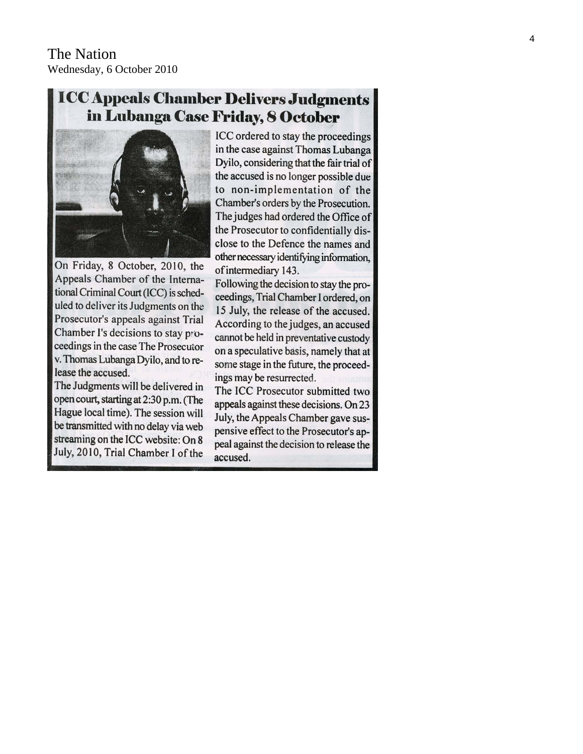The Nation
Wednesday, 6 October 2010

# ICC Appeals Chamber Delivers Judgments in Lubanga Case Friday, 8 October

On Friday, 8 October, 2010, the Appeals Chamber of the International Criminal Court (ICC) is scheduled to deliver its Judgments on the Prosecutor's appeals against Trial Chamber I's decisions to stay proceedings in the case The Prosecutor v. Thomas Lubanga Dyilo, and to release the accused.

The Judgments will be delivered in open court, starting at 2:30 p.m. (The Hague local time). The session will be transmitted with no delay via web streaming on the ICC website: On 8 July, 2010, Trial Chamber I of the ICC ordered to stay the proceedings in the case against Thomas Lubanga Dyilo, considering that the fair trial of the accused is no longer possible due to non-implementation of the Chamber's orders by the Prosecution. The judges had ordered the Office of the Prosecutor to confidentially disclose to the Defence the names and other necessary identifying information, of intermediary 143.

Following the decision to stay the proceedings, Trial Chamber I ordered, on 15 July, the release of the accused. According to the judges, an accused cannot be held in preventative custody on a speculative basis, namely that at some stage in the future, the proceedings may be resurrected.

The ICC Prosecutor submitted two appeals against these decisions. On 23 July, the Appeals Chamber gave suspensive effect to the Prosecutor's appeal against the decision to release the accused.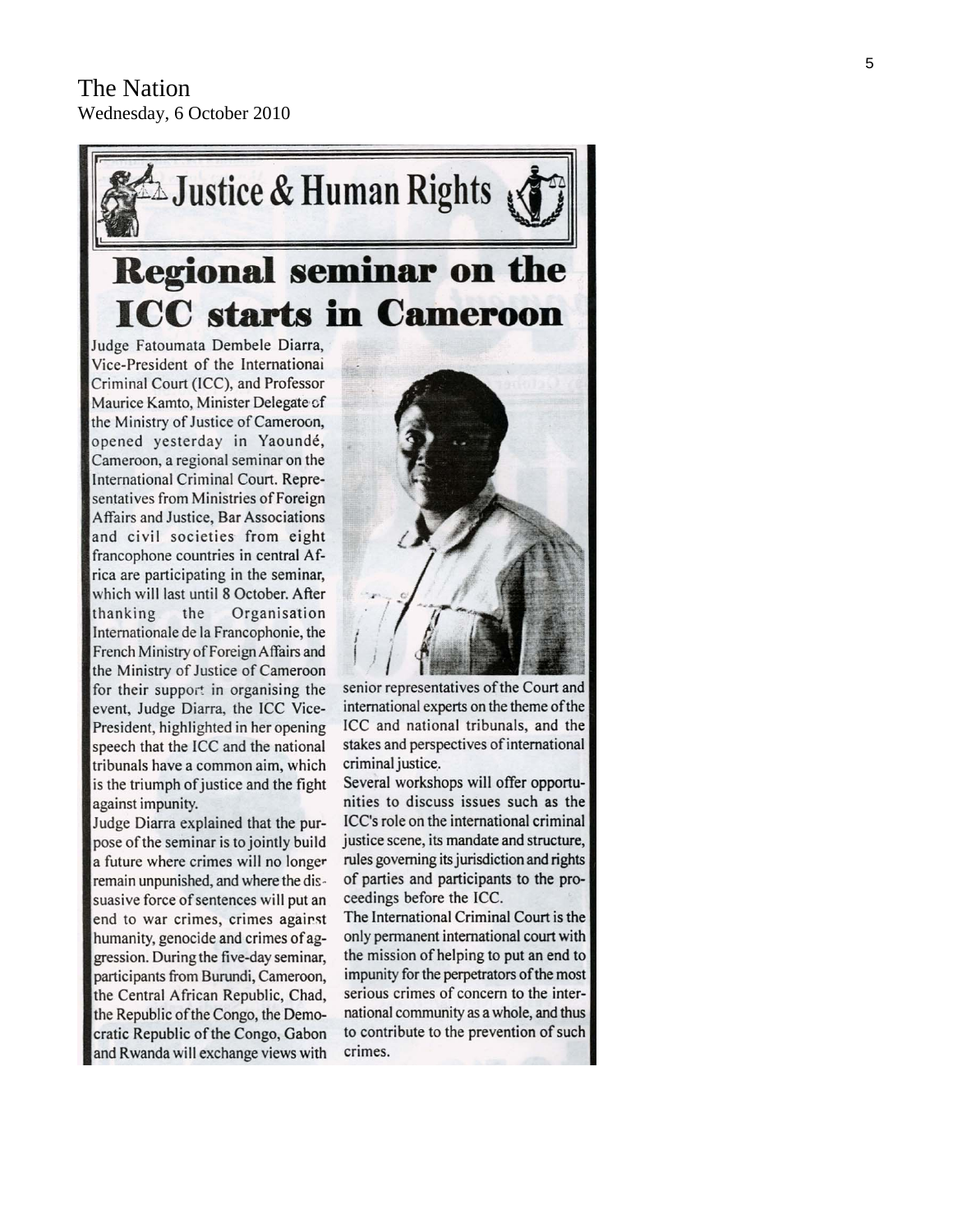The Nation
Wednesday, 6 October 2010

Justice & Human Rights

# Regional seminar on the ICC starts in Cameroon

Judge Fatoumata Dembele Diarra, Vice-President of the International Criminal Court (ICC), and Professor Maurice Kamto, Minister Delegate of the Ministry of Justice of Cameroon, opened yesterday in Yaoundé, Cameroon, a regional seminar on the International Criminal Court. Representatives from Ministries of Foreign Affairs and Justice, Bar Associations and civil societies from eight francophone countries in central Africa are participating in the seminar, which will last until 8 October. After thanking the Organisation Internationale de la Francophonie, the French Ministry of Foreign Affairs and the Ministry of Justice of Cameroon for their support in organising the event, Judge Diarra, the ICC Vice-President, highlighted in her opening speech that the ICC and the national tribunals have a common aim, which is the triumph of justice and the fight against impunity.

Judge Diarra explained that the purpose of the seminar is to jointly build a future where crimes will no longer remain unpunished, and where the dissuasive force of sentences will put an end to war crimes, crimes against humanity, genocide and crimes of aggression. During the five-day seminar, participants from Burundi, Cameroon, the Central African Republic, Chad, the Republic of the Congo, the Democratic Republic of the Congo, Gabon and Rwanda will exchange views with senior representatives of the Court and international experts on the theme of the ICC and national tribunals, and the stakes and perspectives of international criminal justice.

Several workshops will offer opportunities to discuss issues such as the ICC's role on the international criminal justice scene, its mandate and structure, rules governing its jurisdiction and rights of parties and participants to the proceedings before the ICC.

The International Criminal Court is the only permanent international court with the mission of helping to put an end to impunity for the perpetrators of the most serious crimes of concern to the international community as a whole, and thus to contribute to the prevention of such crimes.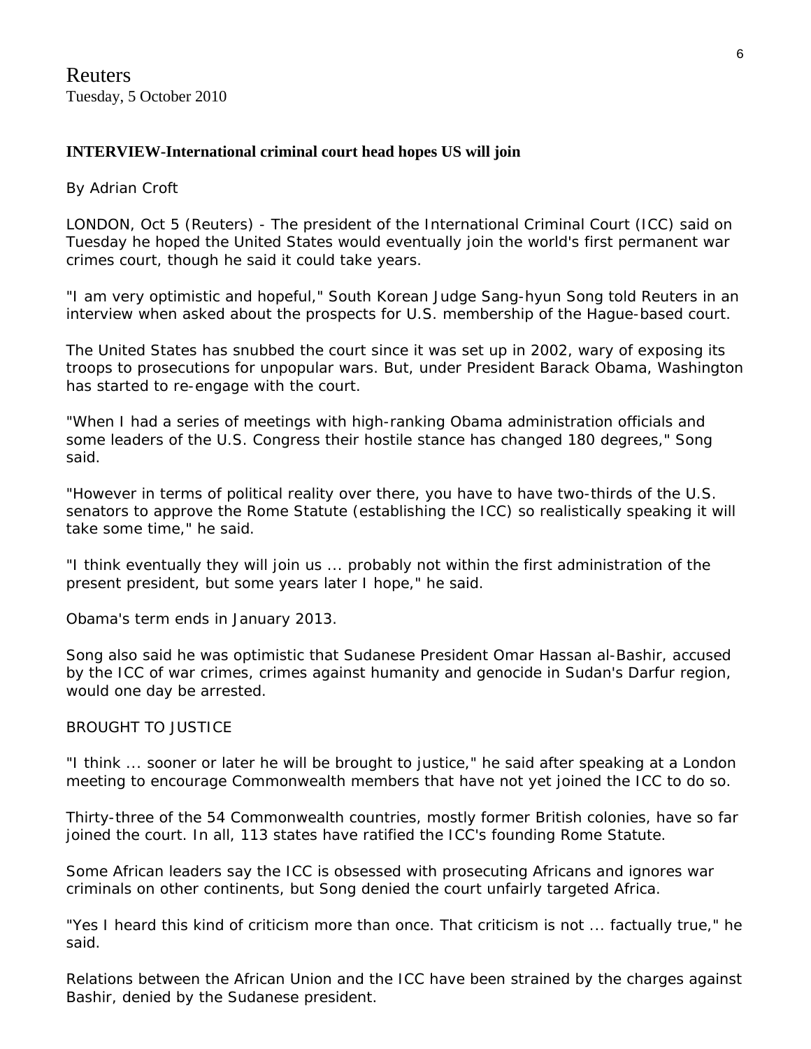Reuters
Tuesday, 5 October 2010

**INTERVIEW-International criminal court head hopes US will join**

By Adrian Croft

LONDON, Oct 5 (Reuters) - The president of the International Criminal Court (ICC) said on Tuesday he hoped the United States would eventually join the world's first permanent war crimes court, though he said it could take years.

"I am very optimistic and hopeful," South Korean Judge Sang-hyun Song told Reuters in an interview when asked about the prospects for U.S. membership of the Hague-based court.

The United States has snubbed the court since it was set up in 2002, wary of exposing its troops to prosecutions for unpopular wars. But, under President Barack Obama, Washington has started to re-engage with the court.

"When I had a series of meetings with high-ranking Obama administration officials and some leaders of the U.S. Congress their hostile stance has changed 180 degrees," Song said.

"However in terms of political reality over there, you have to have two-thirds of the U.S. senators to approve the Rome Statute (establishing the ICC) so realistically speaking it will take some time," he said.

"I think eventually they will join us ... probably not within the first administration of the present president, but some years later I hope," he said.

Obama's term ends in January 2013.

Song also said he was optimistic that Sudanese President Omar Hassan al-Bashir, accused by the ICC of war crimes, crimes against humanity and genocide in Sudan's Darfur region, would one day be arrested.

BROUGHT TO JUSTICE

"I think ... sooner or later he will be brought to justice," he said after speaking at a London meeting to encourage Commonwealth members that have not yet joined the ICC to do so.

Thirty-three of the 54 Commonwealth countries, mostly former British colonies, have so far joined the court. In all, 113 states have ratified the ICC's founding Rome Statute.

Some African leaders say the ICC is obsessed with prosecuting Africans and ignores war criminals on other continents, but Song denied the court unfairly targeted Africa.

"Yes I heard this kind of criticism more than once. That criticism is not ... factually true," he said.

Relations between the African Union and the ICC have been strained by the charges against Bashir, denied by the Sudanese president.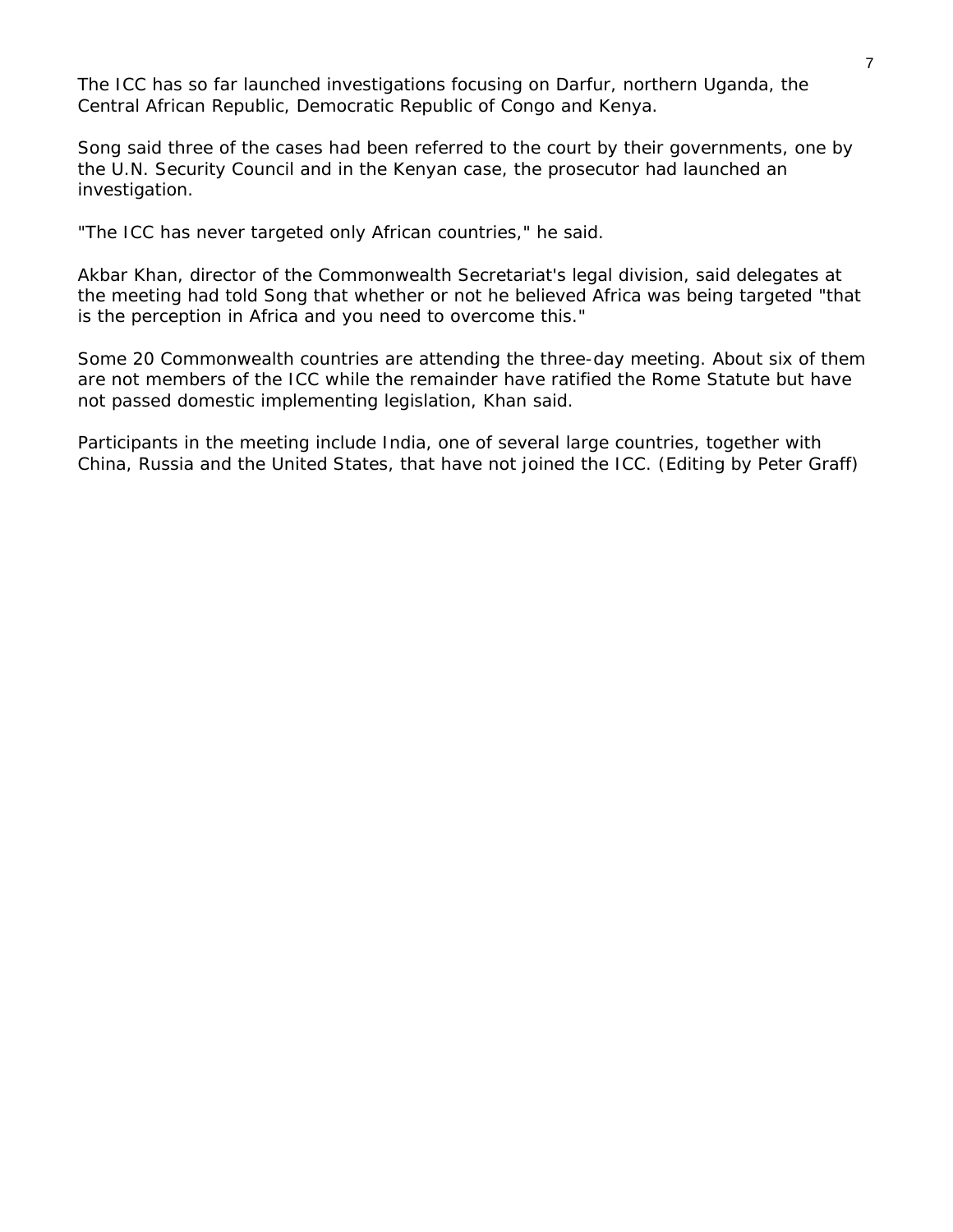The ICC has so far launched investigations focusing on Darfur, northern Uganda, the Central African Republic, Democratic Republic of Congo and Kenya.

Song said three of the cases had been referred to the court by their governments, one by the U.N. Security Council and in the Kenyan case, the prosecutor had launched an investigation.

"The ICC has never targeted only African countries," he said.

Akbar Khan, director of the Commonwealth Secretariat's legal division, said delegates at the meeting had told Song that whether or not he believed Africa was being targeted "that is the perception in Africa and you need to overcome this."

Some 20 Commonwealth countries are attending the three-day meeting. About six of them are not members of the ICC while the remainder have ratified the Rome Statute but have not passed domestic implementing legislation, Khan said.

Participants in the meeting include India, one of several large countries, together with China, Russia and the United States, that have not joined the ICC. (Editing by Peter Graff)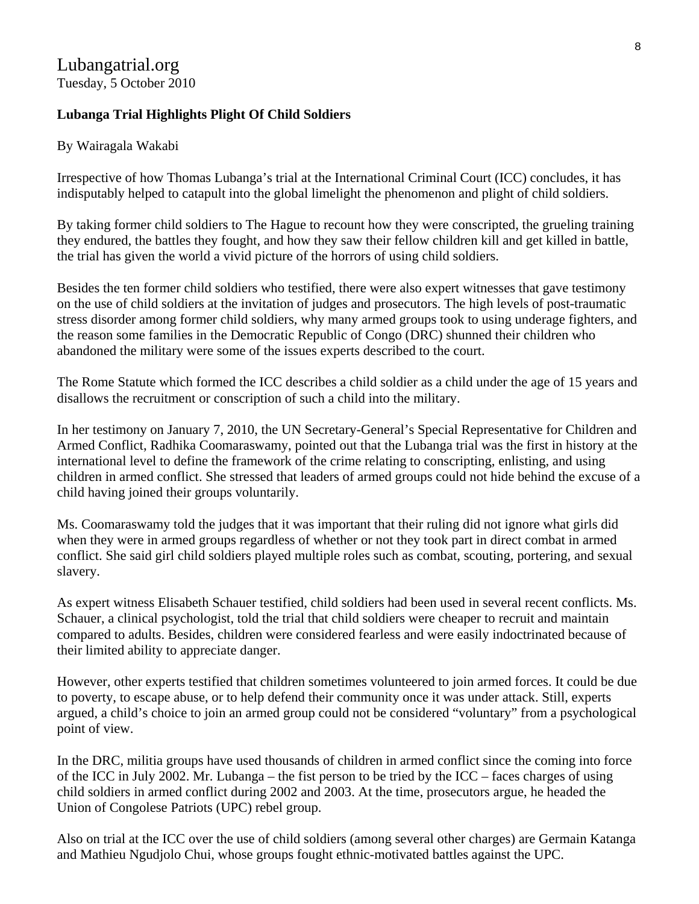Lubangatrial.org
Tuesday, 5 October 2010

**Lubanga Trial Highlights Plight Of Child Soldiers**

By Wairagala Wakabi

Irrespective of how Thomas Lubanga's trial at the International Criminal Court (ICC) concludes, it has indisputably helped to catapult into the global limelight the phenomenon and plight of child soldiers.

By taking former child soldiers to The Hague to recount how they were conscripted, the grueling training they endured, the battles they fought, and how they saw their fellow children kill and get killed in battle, the trial has given the world a vivid picture of the horrors of using child soldiers.

Besides the ten former child soldiers who testified, there were also expert witnesses that gave testimony on the use of child soldiers at the invitation of judges and prosecutors. The high levels of post-traumatic stress disorder among former child soldiers, why many armed groups took to using underage fighters, and the reason some families in the Democratic Republic of Congo (DRC) shunned their children who abandoned the military were some of the issues experts described to the court.

The Rome Statute which formed the ICC describes a child soldier as a child under the age of 15 years and disallows the recruitment or conscription of such a child into the military.

In her testimony on January 7, 2010, the UN Secretary-General's Special Representative for Children and Armed Conflict, Radhika Coomaraswamy, pointed out that the Lubanga trial was the first in history at the international level to define the framework of the crime relating to conscripting, enlisting, and using children in armed conflict. She stressed that leaders of armed groups could not hide behind the excuse of a child having joined their groups voluntarily.

Ms. Coomaraswamy told the judges that it was important that their ruling did not ignore what girls did when they were in armed groups regardless of whether or not they took part in direct combat in armed conflict. She said girl child soldiers played multiple roles such as combat, scouting, portering, and sexual slavery.

As expert witness Elisabeth Schauer testified, child soldiers had been used in several recent conflicts. Ms. Schauer, a clinical psychologist, told the trial that child soldiers were cheaper to recruit and maintain compared to adults. Besides, children were considered fearless and were easily indoctrinated because of their limited ability to appreciate danger.

However, other experts testified that children sometimes volunteered to join armed forces. It could be due to poverty, to escape abuse, or to help defend their community once it was under attack. Still, experts argued, a child's choice to join an armed group could not be considered "voluntary" from a psychological point of view.

In the DRC, militia groups have used thousands of children in armed conflict since the coming into force of the ICC in July 2002. Mr. Lubanga – the fist person to be tried by the ICC – faces charges of using child soldiers in armed conflict during 2002 and 2003. At the time, prosecutors argue, he headed the Union of Congolese Patriots (UPC) rebel group.

Also on trial at the ICC over the use of child soldiers (among several other charges) are Germain Katanga and Mathieu Ngudjolo Chui, whose groups fought ethnic-motivated battles against the UPC.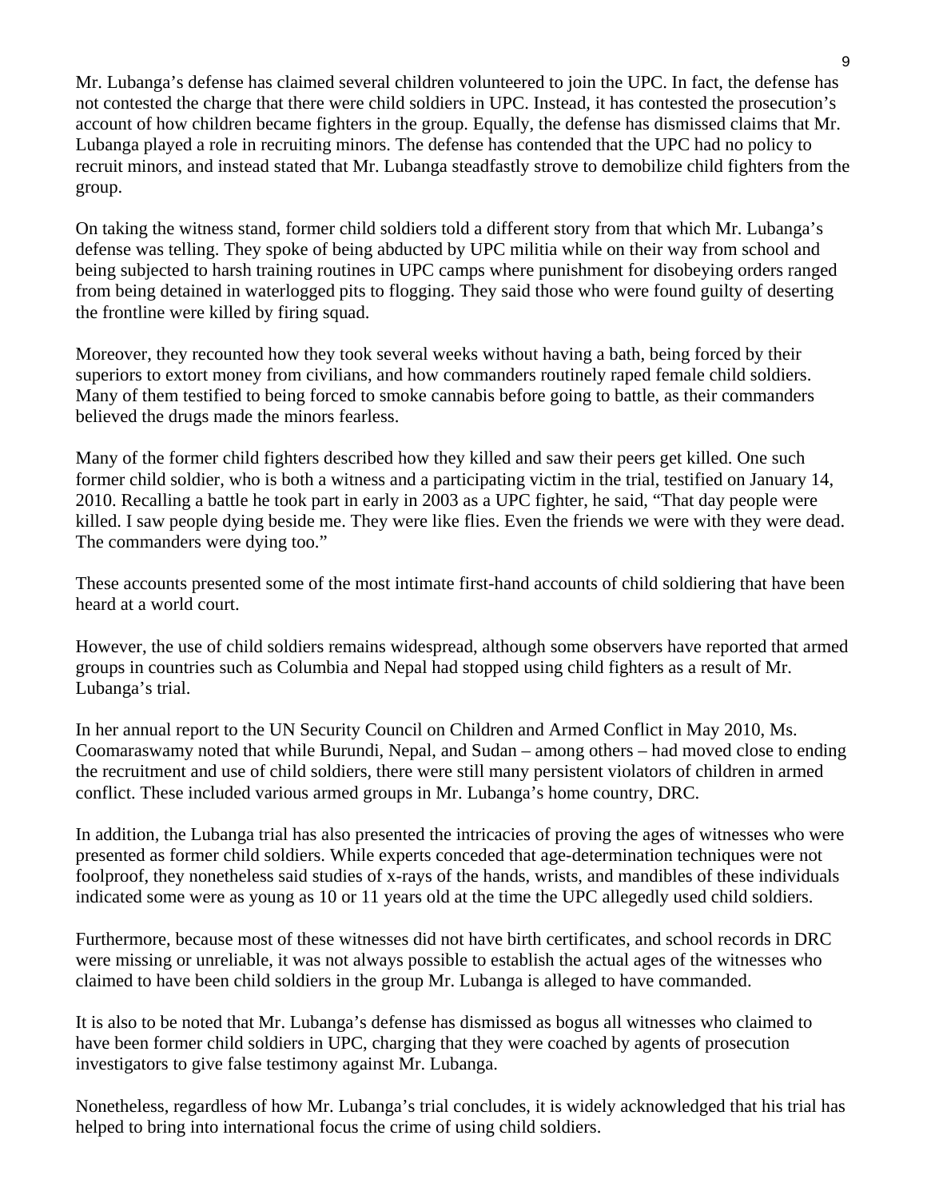Mr. Lubanga's defense has claimed several children volunteered to join the UPC. In fact, the defense has not contested the charge that there were child soldiers in UPC. Instead, it has contested the prosecution's account of how children became fighters in the group. Equally, the defense has dismissed claims that Mr. Lubanga played a role in recruiting minors. The defense has contended that the UPC had no policy to recruit minors, and instead stated that Mr. Lubanga steadfastly strove to demobilize child fighters from the group.

On taking the witness stand, former child soldiers told a different story from that which Mr. Lubanga's defense was telling. They spoke of being abducted by UPC militia while on their way from school and being subjected to harsh training routines in UPC camps where punishment for disobeying orders ranged from being detained in waterlogged pits to flogging. They said those who were found guilty of deserting the frontline were killed by firing squad.

Moreover, they recounted how they took several weeks without having a bath, being forced by their superiors to extort money from civilians, and how commanders routinely raped female child soldiers. Many of them testified to being forced to smoke cannabis before going to battle, as their commanders believed the drugs made the minors fearless.

Many of the former child fighters described how they killed and saw their peers get killed. One such former child soldier, who is both a witness and a participating victim in the trial, testified on January 14, 2010. Recalling a battle he took part in early in 2003 as a UPC fighter, he said, "That day people were killed. I saw people dying beside me. They were like flies. Even the friends we were with they were dead. The commanders were dying too."

These accounts presented some of the most intimate first-hand accounts of child soldiering that have been heard at a world court.

However, the use of child soldiers remains widespread, although some observers have reported that armed groups in countries such as Columbia and Nepal had stopped using child fighters as a result of Mr. Lubanga's trial.

In her annual report to the UN Security Council on Children and Armed Conflict in May 2010, Ms. Coomaraswamy noted that while Burundi, Nepal, and Sudan – among others – had moved close to ending the recruitment and use of child soldiers, there were still many persistent violators of children in armed conflict. These included various armed groups in Mr. Lubanga's home country, DRC.

In addition, the Lubanga trial has also presented the intricacies of proving the ages of witnesses who were presented as former child soldiers. While experts conceded that age-determination techniques were not foolproof, they nonetheless said studies of x-rays of the hands, wrists, and mandibles of these individuals indicated some were as young as 10 or 11 years old at the time the UPC allegedly used child soldiers.

Furthermore, because most of these witnesses did not have birth certificates, and school records in DRC were missing or unreliable, it was not always possible to establish the actual ages of the witnesses who claimed to have been child soldiers in the group Mr. Lubanga is alleged to have commanded.

It is also to be noted that Mr. Lubanga's defense has dismissed as bogus all witnesses who claimed to have been former child soldiers in UPC, charging that they were coached by agents of prosecution investigators to give false testimony against Mr. Lubanga.

Nonetheless, regardless of how Mr. Lubanga's trial concludes, it is widely acknowledged that his trial has helped to bring into international focus the crime of using child soldiers.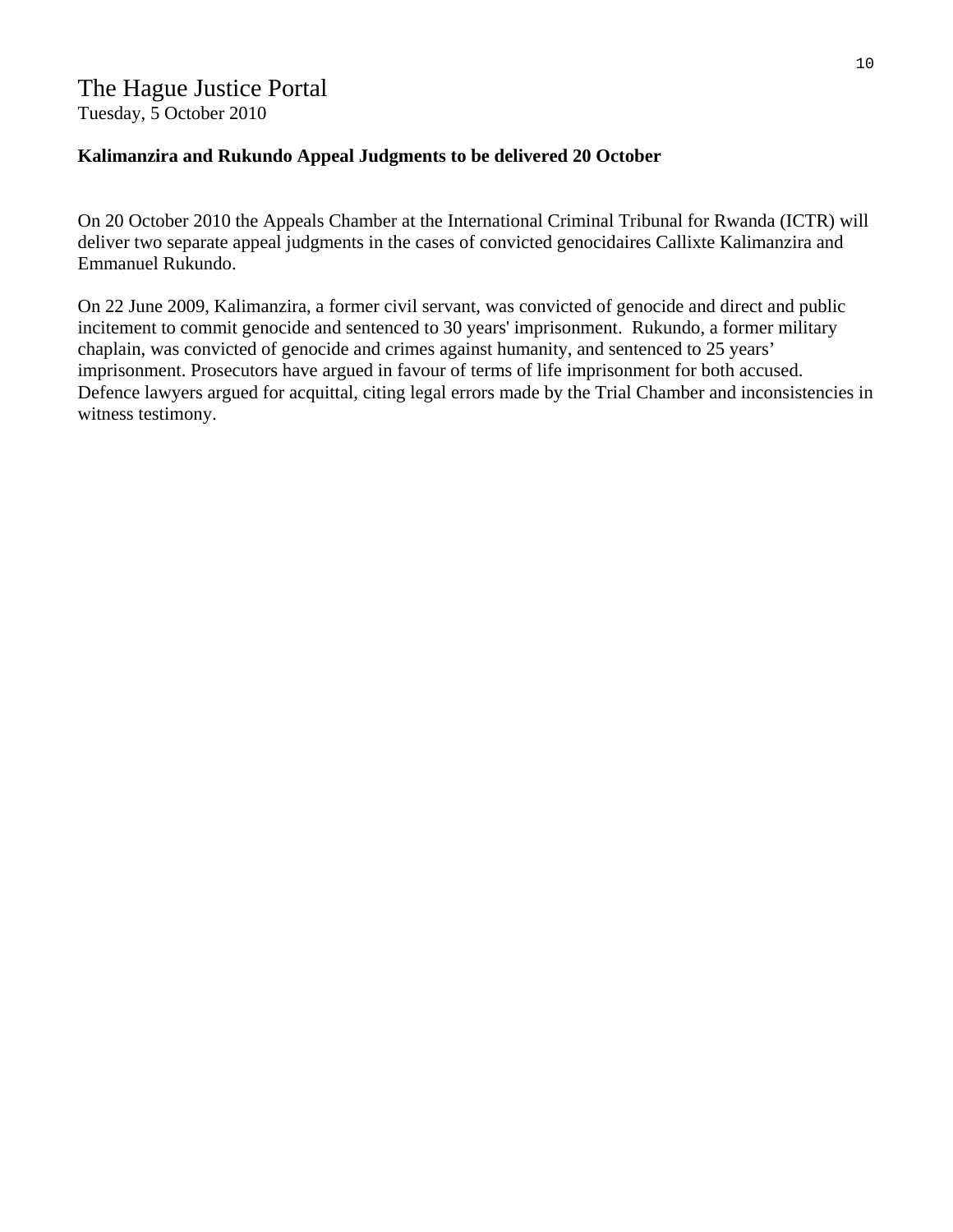# The Hague Justice Portal

Tuesday, 5 October 2010

**Kalimanzira and Rukundo Appeal Judgments to be delivered 20 October**

On 20 October 2010 the Appeals Chamber at the International Criminal Tribunal for Rwanda (ICTR) will deliver two separate appeal judgments in the cases of convicted genocidaires Callixte Kalimanzira and Emmanuel Rukundo.

On 22 June 2009, Kalimanzira, a former civil servant, was convicted of genocide and direct and public incitement to commit genocide and sentenced to 30 years' imprisonment. Rukundo, a former military chaplain, was convicted of genocide and crimes against humanity, and sentenced to 25 years' imprisonment. Prosecutors have argued in favour of terms of life imprisonment for both accused. Defence lawyers argued for acquittal, citing legal errors made by the Trial Chamber and inconsistencies in witness testimony.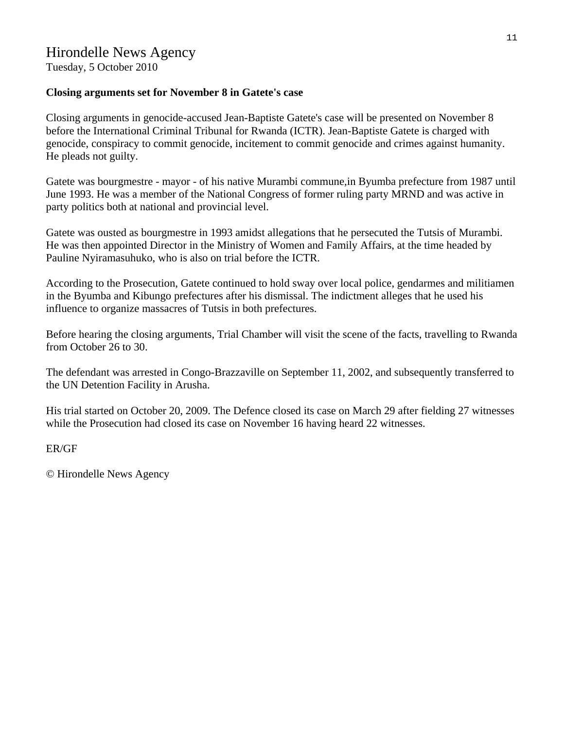# Hirondelle News Agency

Tuesday, 5 October 2010

**Closing arguments set for November 8 in Gatete's case**

Closing arguments in genocide-accused Jean-Baptiste Gatete's case will be presented on November 8 before the International Criminal Tribunal for Rwanda (ICTR). Jean-Baptiste Gatete is charged with genocide, conspiracy to commit genocide, incitement to commit genocide and crimes against humanity. He pleads not guilty.

Gatete was bourgmestre - mayor - of his native Murambi commune,in Byumba prefecture from 1987 until June 1993. He was a member of the National Congress of former ruling party MRND and was active in party politics both at national and provincial level.

Gatete was ousted as bourgmestre in 1993 amidst allegations that he persecuted the Tutsis of Murambi. He was then appointed Director in the Ministry of Women and Family Affairs, at the time headed by Pauline Nyiramasuhuko, who is also on trial before the ICTR.

According to the Prosecution, Gatete continued to hold sway over local police, gendarmes and militiamen in the Byumba and Kibungo prefectures after his dismissal. The indictment alleges that he used his influence to organize massacres of Tutsis in both prefectures.

Before hearing the closing arguments, Trial Chamber will visit the scene of the facts, travelling to Rwanda from October 26 to 30.

The defendant was arrested in Congo-Brazzaville on September 11, 2002, and subsequently transferred to the UN Detention Facility in Arusha.

His trial started on October 20, 2009. The Defence closed its case on March 29 after fielding 27 witnesses while the Prosecution had closed its case on November 16 having heard 22 witnesses.

ER/GF

© Hirondelle News Agency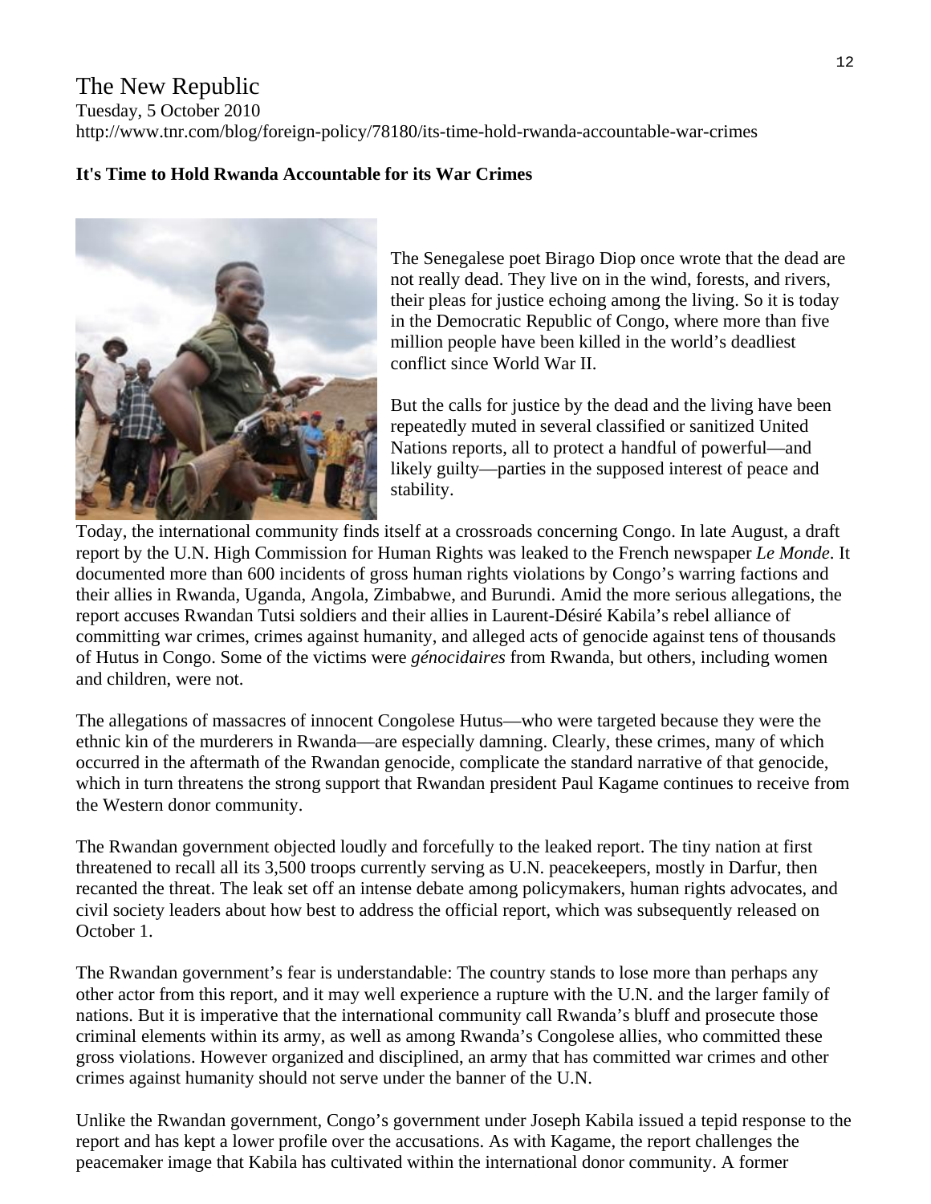The New Republic
Tuesday, 5 October 2010
http://www.tnr.com/blog/foreign-policy/78180/its-time-hold-rwanda-accountable-war-crimes

**It's Time to Hold Rwanda Accountable for its War Crimes**

The Senegalese poet Birago Diop once wrote that the dead are not really dead. They live on in the wind, forests, and rivers, their pleas for justice echoing among the living. So it is today in the Democratic Republic of Congo, where more than five million people have been killed in the world's deadliest conflict since World War II.

But the calls for justice by the dead and the living have been repeatedly muted in several classified or sanitized United Nations reports, all to protect a handful of powerful—and likely guilty—parties in the supposed interest of peace and stability.

Today, the international community finds itself at a crossroads concerning Congo. In late August, a draft report by the U.N. High Commission for Human Rights was leaked to the French newspaper *Le Monde*. It documented more than 600 incidents of gross human rights violations by Congo's warring factions and their allies in Rwanda, Uganda, Angola, Zimbabwe, and Burundi. Amid the more serious allegations, the report accuses Rwandan Tutsi soldiers and their allies in Laurent-Désiré Kabila's rebel alliance of committing war crimes, crimes against humanity, and alleged acts of genocide against tens of thousands of Hutus in Congo. Some of the victims were *génocidaires* from Rwanda, but others, including women and children, were not.

The allegations of massacres of innocent Congolese Hutus—who were targeted because they were the ethnic kin of the murderers in Rwanda—are especially damning. Clearly, these crimes, many of which occurred in the aftermath of the Rwandan genocide, complicate the standard narrative of that genocide, which in turn threatens the strong support that Rwandan president Paul Kagame continues to receive from the Western donor community.

The Rwandan government objected loudly and forcefully to the leaked report. The tiny nation at first threatened to recall all its 3,500 troops currently serving as U.N. peacekeepers, mostly in Darfur, then recanted the threat. The leak set off an intense debate among policymakers, human rights advocates, and civil society leaders about how best to address the official report, which was subsequently released on October 1.

The Rwandan government's fear is understandable: The country stands to lose more than perhaps any other actor from this report, and it may well experience a rupture with the U.N. and the larger family of nations. But it is imperative that the international community call Rwanda's bluff and prosecute those criminal elements within its army, as well as among Rwanda's Congolese allies, who committed these gross violations. However organized and disciplined, an army that has committed war crimes and other crimes against humanity should not serve under the banner of the U.N.

Unlike the Rwandan government, Congo's government under Joseph Kabila issued a tepid response to the report and has kept a lower profile over the accusations. As with Kagame, the report challenges the peacemaker image that Kabila has cultivated within the international donor community. A former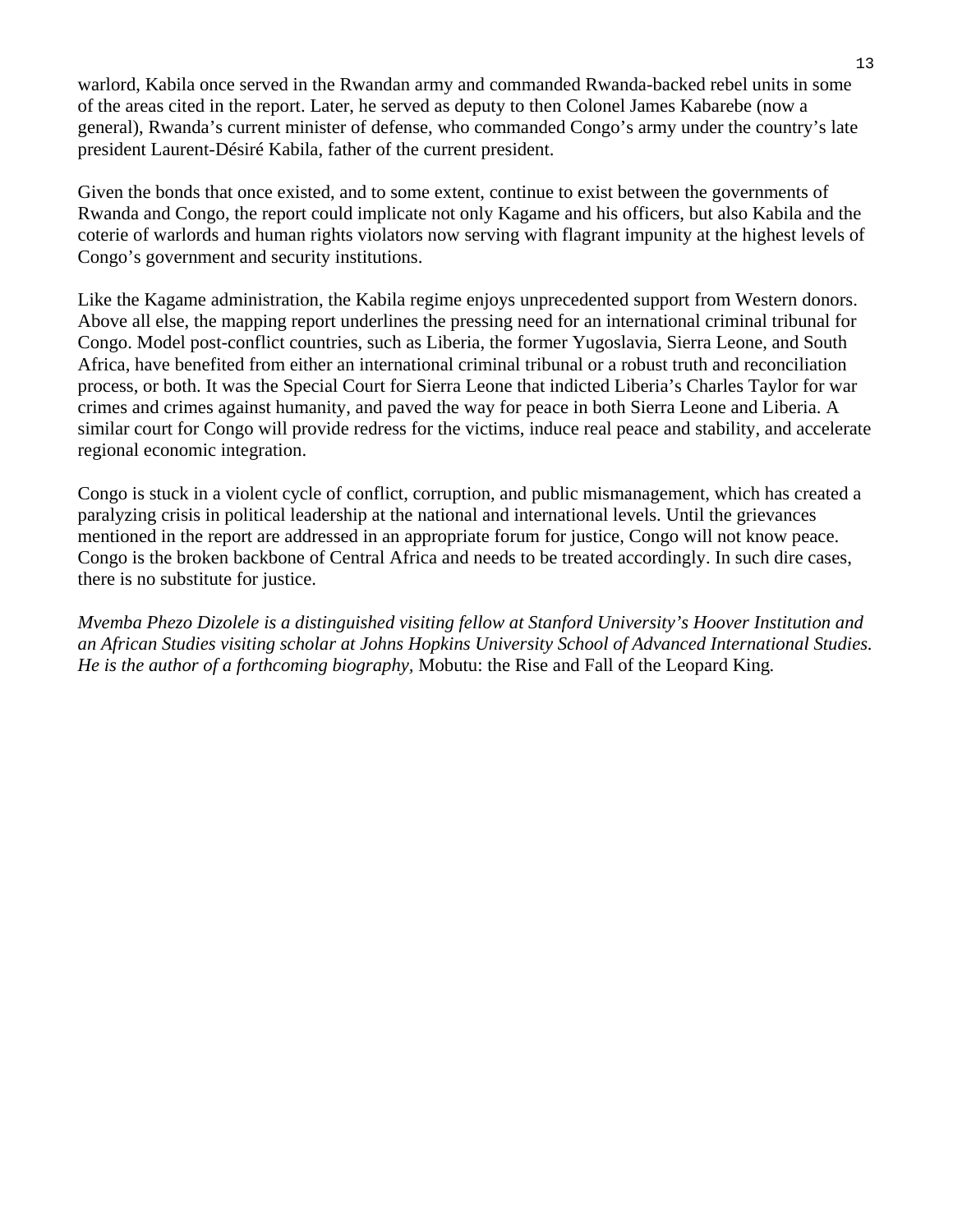warlord, Kabila once served in the Rwandan army and commanded Rwanda-backed rebel units in some of the areas cited in the report. Later, he served as deputy to then Colonel James Kabarebe (now a general), Rwanda's current minister of defense, who commanded Congo's army under the country's late president Laurent-Désiré Kabila, father of the current president.

Given the bonds that once existed, and to some extent, continue to exist between the governments of Rwanda and Congo, the report could implicate not only Kagame and his officers, but also Kabila and the coterie of warlords and human rights violators now serving with flagrant impunity at the highest levels of Congo's government and security institutions.

Like the Kagame administration, the Kabila regime enjoys unprecedented support from Western donors. Above all else, the mapping report underlines the pressing need for an international criminal tribunal for Congo. Model post-conflict countries, such as Liberia, the former Yugoslavia, Sierra Leone, and South Africa, have benefited from either an international criminal tribunal or a robust truth and reconciliation process, or both. It was the Special Court for Sierra Leone that indicted Liberia's Charles Taylor for war crimes and crimes against humanity, and paved the way for peace in both Sierra Leone and Liberia. A similar court for Congo will provide redress for the victims, induce real peace and stability, and accelerate regional economic integration.

Congo is stuck in a violent cycle of conflict, corruption, and public mismanagement, which has created a paralyzing crisis in political leadership at the national and international levels. Until the grievances mentioned in the report are addressed in an appropriate forum for justice, Congo will not know peace. Congo is the broken backbone of Central Africa and needs to be treated accordingly. In such dire cases, there is no substitute for justice.

*Mvemba Phezo Dizolele is a distinguished visiting fellow at Stanford University's Hoover Institution and an African Studies visiting scholar at Johns Hopkins University School of Advanced International Studies. He is the author of a forthcoming biography,* Mobutu: the Rise and Fall of the Leopard King*.*